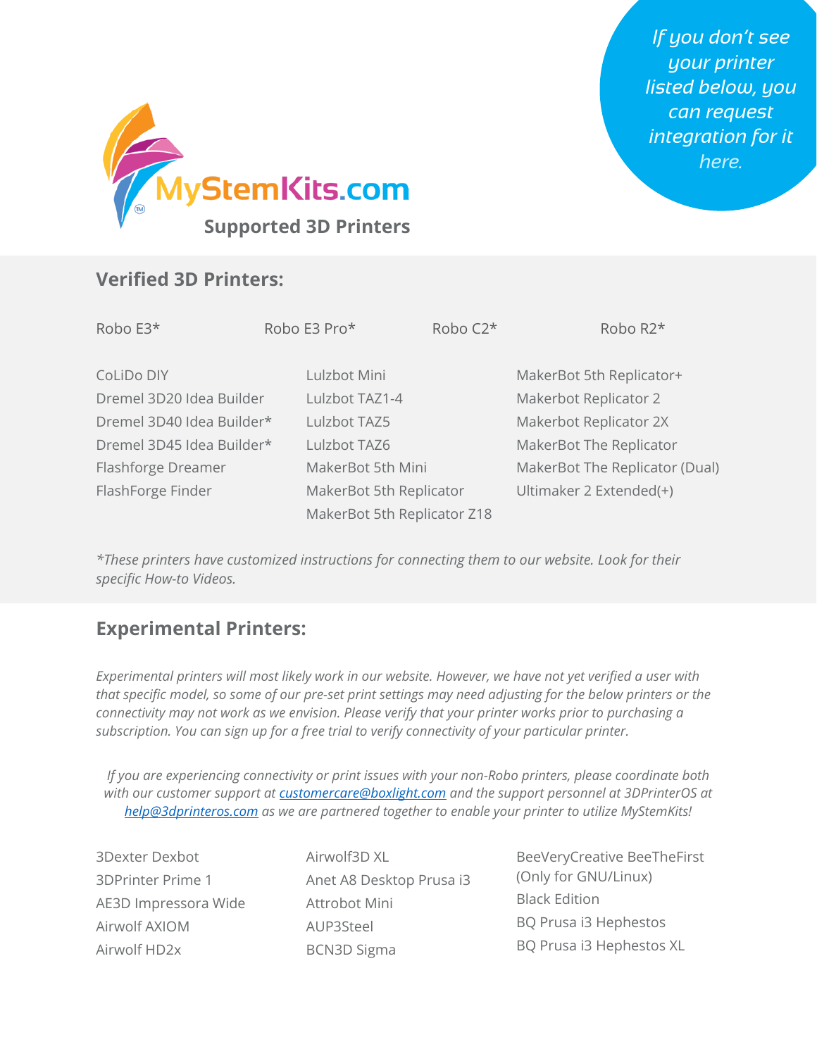If you don't see your printer listed below, you can request integration for it here.

MyStemKits.com

# Supported 3D Printers

## Verified 3D Printers:

Robo E3*

Robo E3 Pro*

Robo C2*

Robo R2*

CoLiDo DIY
Dremel 3D20 Idea Builder
Dremel 3D40 Idea Builder*
Dremel 3D45 Idea Builder*
Flashforge Dreamer
FlashForge Finder

Lulzbot Mini
Lulzbot TAZ1-4
Lulzbot TAZ5
Lulzbot TAZ6
MakerBot 5th Mini
MakerBot 5th Replicator
MakerBot 5th Replicator Z18

MakerBot 5th Replicator+
Makerbot Replicator 2
Makerbot Replicator 2X
MakerBot The Replicator
MakerBot The Replicator (Dual)
Ultimaker 2 Extended(+)

*\*These printers have customized instructions for connecting them to our website. Look for their specific How-to Videos.*

## Experimental Printers:

*Experimental printers will most likely work in our website. However, we have not yet verified a user with that specific model, so some of our pre-set print settings may need adjusting for the below printers or the connectivity may not work as we envision. Please verify that your printer works prior to purchasing a subscription. You can sign up for a free trial to verify connectivity of your particular printer.*

*If you are experiencing connectivity or print issues with your non-Robo printers, please coordinate both with our customer support at [customercare@boxlight.com](mailto:customercare@boxlight.com) and the support personnel at 3DPrinterOS at [help@3dprinteros.com](mailto:help@3dprinteros.com) as we are partnered together to enable your printer to utilize MyStemKits!*

3Dexter Dexbot
3DPrinter Prime 1
AE3D Impressora Wide
Airwolf AXIOM
Airwolf HD2x

Airwolf3D XL
Anet A8 Desktop Prusa i3
Attrobot Mini
AUP3Steel
BCN3D Sigma

BeeVeryCreative BeeTheFirst (Only for GNU/Linux)
Black Edition
BQ Prusa i3 Hephestos
BQ Prusa i3 Hephestos XL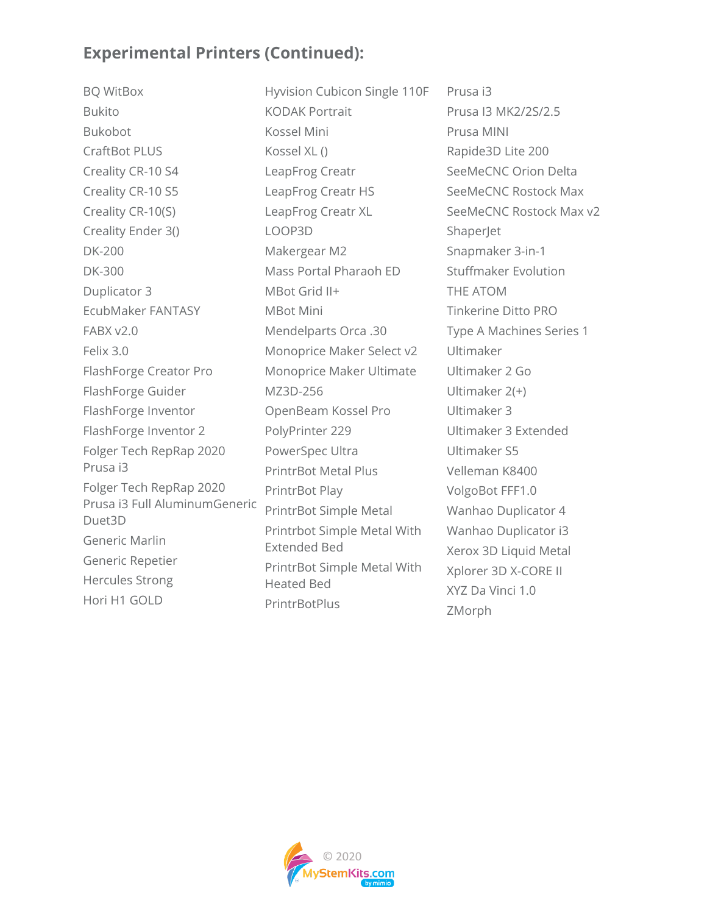## Experimental Printers (Continued):

- BQ WitBox
- Bukito
- Bukobot
- CraftBot PLUS
- Creality CR-10 S4
- Creality CR-10 S5
- Creality CR-10(S)
- Creality Ender 3()
- DK-200
- DK-300
- Duplicator 3
- EcubMaker FANTASY
- FABX v2.0
- Felix 3.0
- FlashForge Creator Pro
- FlashForge Guider
- FlashForge Inventor
- FlashForge Inventor 2
- Folger Tech RepRap 2020 Prusa i3
- Folger Tech RepRap 2020 Prusa i3 Full AluminumGeneric Duet3D
- Generic Marlin
- Generic Repetier
- Hercules Strong
- Hori H1 GOLD
- Hyvision Cubicon Single 110F
- KODAK Portrait
- Kossel Mini
- Kossel XL ()
- LeapFrog Creatr
- LeapFrog Creatr HS
- LeapFrog Creatr XL
- LOOP3D
- Makergear M2
- Mass Portal Pharaoh ED
- MBot Grid II+
- MBot Mini
- Mendelparts Orca .30
- Monoprice Maker Select v2
- Monoprice Maker Ultimate
- MZ3D-256
- OpenBeam Kossel Pro
- PolyPrinter 229
- PowerSpec Ultra
- PrintrBot Metal Plus
- PrintrBot Play
- PrintrBot Simple Metal
- Printrbot Simple Metal With Extended Bed
- PrintrBot Simple Metal With Heated Bed
- PrintrBotPlus
- Prusa i3
- Prusa I3 MK2/2S/2.5
- Prusa MINI
- Rapide3D Lite 200
- SeeMeCNC Orion Delta
- SeeMeCNC Rostock Max
- SeeMeCNC Rostock Max v2
- ShaperJet
- Snapmaker 3-in-1
- Stuffmaker Evolution
- THE ATOM
- Tinkerine Ditto PRO
- Type A Machines Series 1
- Ultimaker
- Ultimaker 2 Go
- Ultimaker 2(+)
- Ultimaker 3
- Ultimaker 3 Extended
- Ultimaker S5
- Velleman K8400
- VolgoBot FFF1.0
- Wanhao Duplicator 4
- Wanhao Duplicator i3
- Xerox 3D Liquid Metal
- Xplorer 3D X-CORE II
- XYZ Da Vinci 1.0
- ZMorph

© 2020 MyStemKits.com by mimio